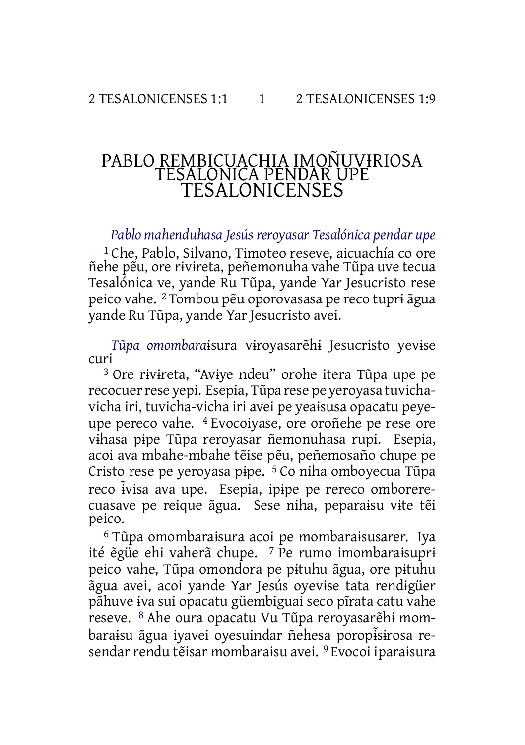# PABLO REMBICUACHIA IMOÑUVɨRIOSA TESALONICA PENDAR UPE TESALONICENSES

*Pablo mahenduhasa Jesús reroyasar Tesalónica pendar upe*

[1] Che, Pablo, Silvano, Timoteo reseve, aicuachía co ore ñehe pẽu, ore rɨvɨreta, peñemonuha vahe Tũpa uve tecua Tesalónica ve, yande Ru Tũpa, yande Yar Jesucristo rese peico vahe. [2] Tombou pẽu oporovasasa pe reco tuprɨ ãgua yande Ru Tũpa, yande Yar Jesucristo avei.

*Tũpa omombaraɨsura vɨroyasarẽhɨ Jesucristo yevɨse curi*

[3] Ore rɨvɨreta, "Avɨye ndeu" orohe itera Tũpa upe pe recocuer rese yepi. Esepia, Tũpa rese pe yeroyasa tuvicha-vicha iri, tuvicha-vicha iri avei pe yeaɨsusa opacatu peye-upe pereco vahe. [4] Evocoiyase, ore oroñehe pe rese ore vɨhasa pɨpe Tũpa reroyasar ñemonuhasa rupi. Esepia, acoi ava mbahe-mbahe tẽise pẽu, peñemosaño chupe pe Cristo rese pe yeroyasa pɨpe. [5] Co niha omboyecua Tũpa reco ɨ̃visa ava upe. Esepia, ipɨpe pe rereco omborerecuasave pe reique ãgua. Sese niha, peparaɨsu vɨte tẽi peico.

[6] Tũpa omombaraɨsura acoi pe mombaraɨsusarer. Iya ité ẽgüe ehi vaherã chupe. [7] Pe rumo imombaraɨsuprɨ peico vahe, Tũpa omondora pe pɨtuhu ãgua, ore pɨtuhu ãgua avei, acoi yande Yar Jesús oyevɨse tata rendɨgüer pãhuve ɨva sui opacatu güembiguai seco pĩrata catu vahe reseve. [8] Ahe oura opacatu Vu Tũpa reroyasarẽhɨ mombaraɨsu ãgua iyavei oyesuindar ñehesa poropɨ̃sɨrosa resendar rendu tẽisar mombaraɨsu avei. [9] Evocoi iparaɨsura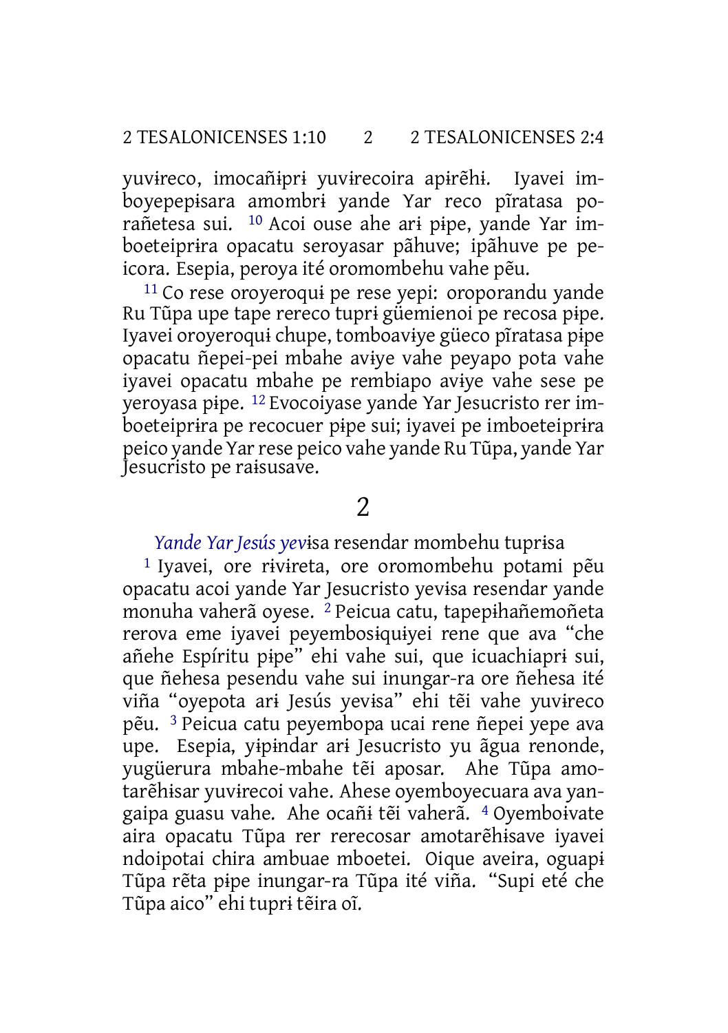yuvɨreco, imocañɨprɨ yuvɨrecoira apɨrẽhɨ. Iyavei imboyepepɨsara amombrɨ yande Yar reco pĩratasa porañetesa sui. [10] Acoi ouse ahe arɨ pɨpe, yande Yar imboeteiprɨra opacatu seroyasar pãhuve; ipãhuve pe peicora. Esepia, peroya ité oromombehu vahe pẽu.

[11] Co rese oroyeroquɨ pe rese yepi: oroporandu yande Ru Tũpa upe tape rereco tuprɨ güemienoi pe recosa pɨpe. Iyavei oroyeroquɨ chupe, tomboavɨye güeco pĩratasa pɨpe opacatu ñepei-pei mbahe avɨye vahe peyapo pota vahe iyavei opacatu mbahe pe rembiapo avɨye vahe sese pe yeroyasa pɨpe. [12] Evocoiyase yande Yar Jesucristo rer imboeteiprɨra pe recocuer pɨpe sui; iyavei pe imboeteiprɨra peico yande Yar rese peico vahe yande Ru Tũpa, yande Yar Jesucristo pe raɨsusave.

# 2

### *Yande Yar Jesús yev*ɨsa resendar mombehu tuprɨsa

[1] Iyavei, ore rɨvɨreta, ore oromombehu potami pẽu opacatu acoi yande Yar Jesucristo yevɨsa resendar yande monuha vaherã oyese. [2] Peicua catu, tapepɨhañemoñeta rerova eme iyavei peyembosɨquɨyei rene que ava "che añehe Espíritu pɨpe" ehi vahe sui, que icuachiaprɨ sui, que ñehesa pesendu vahe sui inungar-ra ore ñehesa ité viña "oyepota arɨ Jesús yevɨsa" ehi tẽi vahe yuvɨreco pẽu. [3] Peicua catu peyembopa ucai rene ñepei yepe ava upe. Esepia, yɨpɨndar arɨ Jesucristo yu ãgua renonde, yugüerura mbahe-mbahe tẽi aposar. Ahe Tũpa amotarẽhɨsar yuvɨrecoi vahe. Ahese oyemboyecuara ava yangaipa guasu vahe. Ahe ocañɨ tẽi vaherã. [4] Oyemboɨvate aira opacatu Tũpa rer rerecosar amotarẽhɨsave iyavei ndoipotai chira ambuae mboetei. Oique aveira, oguapɨ Tũpa rẽta pɨpe inungar-ra Tũpa ité viña. "Supi eté che Tũpa aico" ehi tuprɨ tẽira oĩ.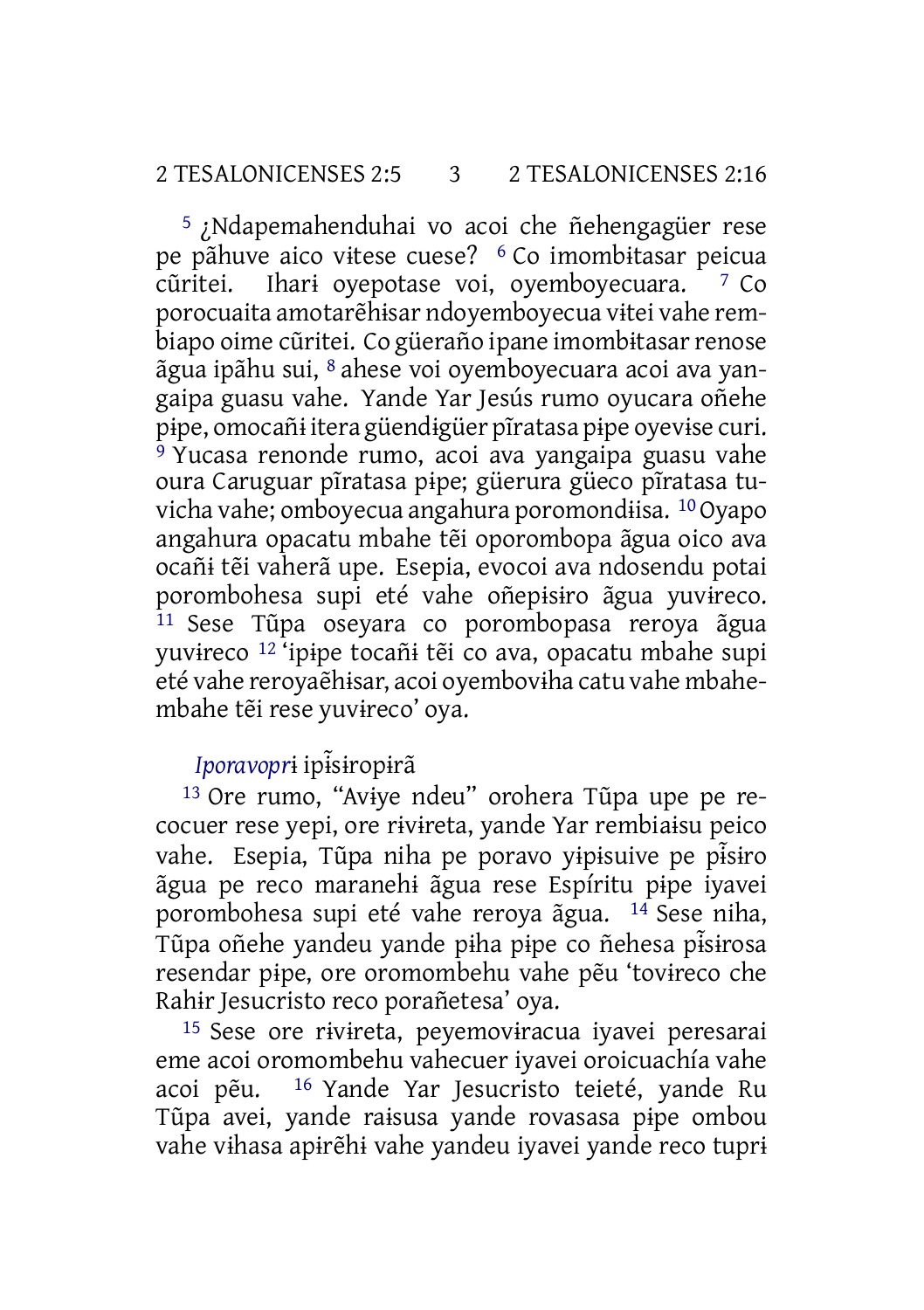[5] ¿Ndapemahenduhai vo acoi che ñehengagüer rese pe pãhuve aico vɨtese cuese? [6] Co imombɨtasar peicua cũritei. Iharɨ oyepotase voi, oyemboyecuara. [7] Co porocuaita amotarẽhɨsar ndoyemboyecua vɨtei vahe rembiapo oime cũritei. Co güeraño ipane imombɨtasar renose ãgua ipãhu sui, [8] ahese voi oyemboyecuara acoi ava yangaipa guasu vahe. Yande Yar Jesús rumo oyucara oñehe pɨpe, omocañɨ itera güendɨgüer pĩratasa pɨpe oyevɨse curi. [9] Yucasa renonde rumo, acoi ava yangaipa guasu vahe oura Caruguar pĩratasa pɨpe; güerura güeco pĩratasa tuvicha vahe; omboyecua angahura poromondɨisa. [10] Oyapo angahura opacatu mbahe tẽi oporombopa ãgua oico ava ocañɨ tẽi vaherã upe. Esepia, evocoi ava ndosendu potai porombohesa supi eté vahe oñepɨsɨro ãgua yuvɨreco. [11] Sese Tũpa oseyara co porombopasa reroya ãgua yuvɨreco [12] 'ipɨpe tocañɨ tẽi co ava, opacatu mbahe supi eté vahe reroyaẽhɨsar, acoi oyembovɨha catu vahe mbahembahe tẽi rese yuvɨreco' oya.

*Iporavoprɨ* ipĩsɨropɨrã

[13] Ore rumo, "Avɨye ndeu" orohera Tũpa upe pe recocuer rese yepi, ore rɨvɨreta, yande Yar rembiaɨsu peico vahe. Esepia, Tũpa niha pe poravo yɨpɨsuive pe pĩsɨro ãgua pe reco maranehɨ ãgua rese Espíritu pɨpe iyavei porombohesa supi eté vahe reroya ãgua. [14] Sese niha, Tũpa oñehe yandeu yande pɨha pɨpe co ñehesa pĩsɨrosa resendar pɨpe, ore oromombehu vahe pẽu 'tovɨreco che Rahɨr Jesucristo reco porañetesa' oya.

[15] Sese ore rɨvɨreta, peyemovɨracua iyavei peresarai eme acoi oromombehu vahecuer iyavei oroicuachía vahe acoi pẽu. [16] Yande Yar Jesucristo teieté, yande Ru Tũpa avei, yande raɨsusa yande rovasasa pɨpe ombou vahe vɨhasa apɨrẽhɨ vahe yandeu iyavei yande reco tuprɨ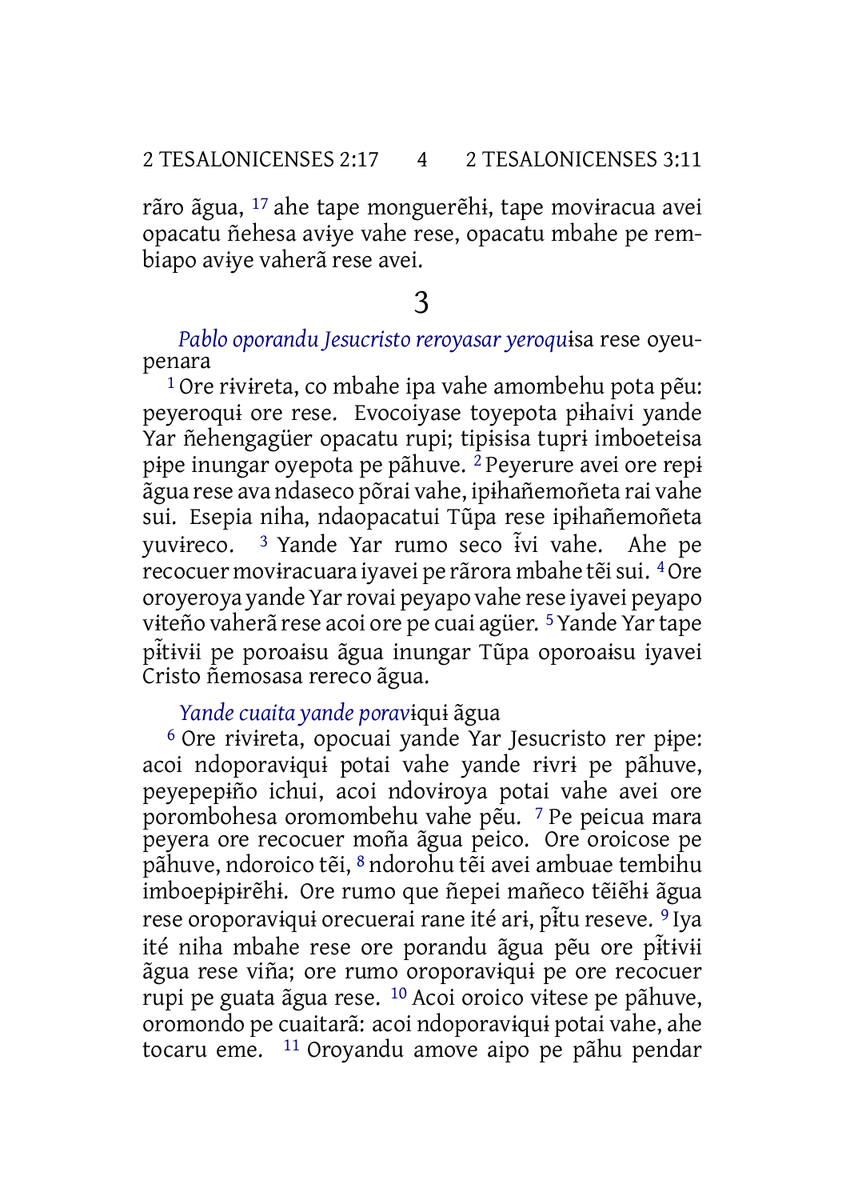rãro ãgua, [17] ahe tape monguerẽhɨ, tape movɨracua avei opacatu ñehesa avɨye vahe rese, opacatu mbahe pe rembiapo avɨye vaherã rese avei.

# 3

*Pablo oporandu Jesucristo reroyasar yeroquɨ*sa rese oyeupenara

[1] Ore rɨvɨreta, co mbahe ipa vahe amombehu pota pẽu: peyeroquɨ ore rese. Evocoiyase toyepota pɨhaivi yande Yar ñehengagüer opacatu rupi; tipɨsɨsa tuprɨ imboeteisa pɨpe inungar oyepota pe pãhuve. [2] Peyerure avei ore repɨ ãgua rese ava ndaseco põrai vahe, ipɨhañemoñeta rai vahe sui. Esepia niha, ndaopacatui Tũpa rese ipɨhañemoñeta yuvɨreco. [3] Yande Yar rumo seco ĩvi vahe. Ahe pe recocuer movɨracuara iyavei pe rãrora mbahe tẽi sui. [4] Ore oroyeroya yande Yar rovai peyapo vahe rese iyavei peyapo vɨteño vaherã rese acoi ore pe cuai agüer. [5] Yande Yar tape pɨ̃tɨvɨi pe poroaɨsu ãgua inungar Tũpa oporoaɨsu iyavei Cristo ñemosasa rereco ãgua.

*Yande cuaita yande poravɨ*quɨ ãgua

[6] Ore rɨvɨreta, opocuai yande Yar Jesucristo rer pɨpe: acoi ndoporavɨquɨ potai vahe yande rɨvrɨ pe pãhuve, peyepepɨño ichui, acoi ndovɨroya potai vahe avei ore porombohesa oromombehu vahe pẽu. [7] Pe peicua mara peyera ore recocuer moña ãgua peico. Ore oroicose pe pãhuve, ndoroico tẽi, [8] ndorohu tẽi avei ambuae tembihu imboepɨpɨrẽhɨ. Ore rumo que ñepei mañeco tẽiẽhɨ ãgua rese oroporavɨquɨ orecuerai rane ité arɨ, pɨ̃tu reseve. [9] Iya ité niha mbahe rese ore porandu ãgua pẽu ore pɨ̃tɨvɨi ãgua rese viña; ore rumo oroporavɨquɨ pe ore recocuer rupi pe guata ãgua rese. [10] Acoi oroico vɨtese pe pãhuve, oromondo pe cuaitarã: acoi ndoporavɨquɨ potai vahe, ahe tocaru eme. [11] Oroyandu amove aipo pe pãhu pendar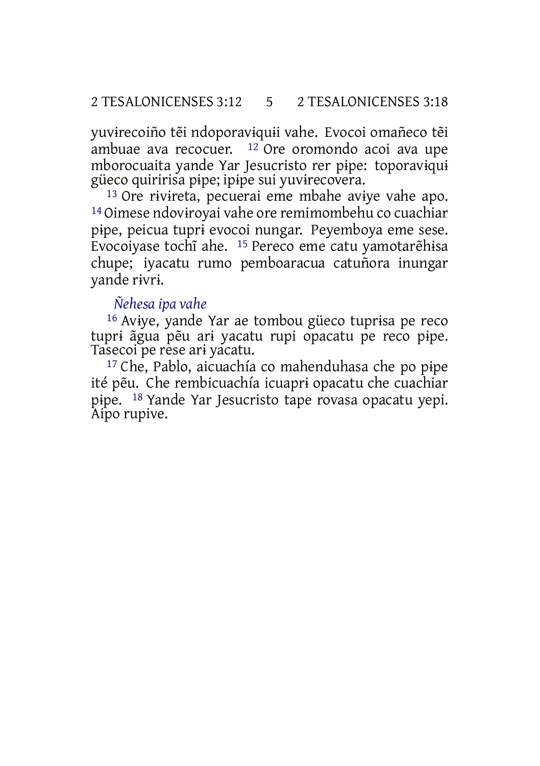yuvɨrecoiño tẽi ndoporavɨquɨi vahe. Evocoi omañeco tẽi ambuae ava recocuer. [12] Ore oromondo acoi ava upe mborocuaita yande Yar Jesucristo rer pɨpe: toporavɨquɨ güeco quiririsa pɨpe; ipɨpe sui yuvɨrecovera.

[13] Ore rɨvɨreta, pecuerai eme mbahe avɨye vahe apo. [14] Oimese ndovɨroyai vahe ore remimombehu co cuachiar pɨpe, peicua tuprɨ evocoi nungar. Peyemboya eme sese. Evocoiyase tochĩ ahe. [15] Pereco eme catu yamotarẽhɨsa chupe; iyacatu rumo pemboaracua catuñora inungar yande rɨvrɨ.

*Ñehesa ipa vahe*

[16] Avɨye, yande Yar ae tombou güeco tuprɨsa pe reco tuprɨ ãgua pẽu arɨ yacatu rupi opacatu pe reco pɨpe. Tasecoi pe rese arɨ yacatu.

[17] Che, Pablo, aicuachía co mahenduhasa che po pɨpe ité pẽu. Che rembicuachía icuaprɨ opacatu che cuachiar pɨpe. [18] Yande Yar Jesucristo tape rovasa opacatu yepi. Aipo rupive.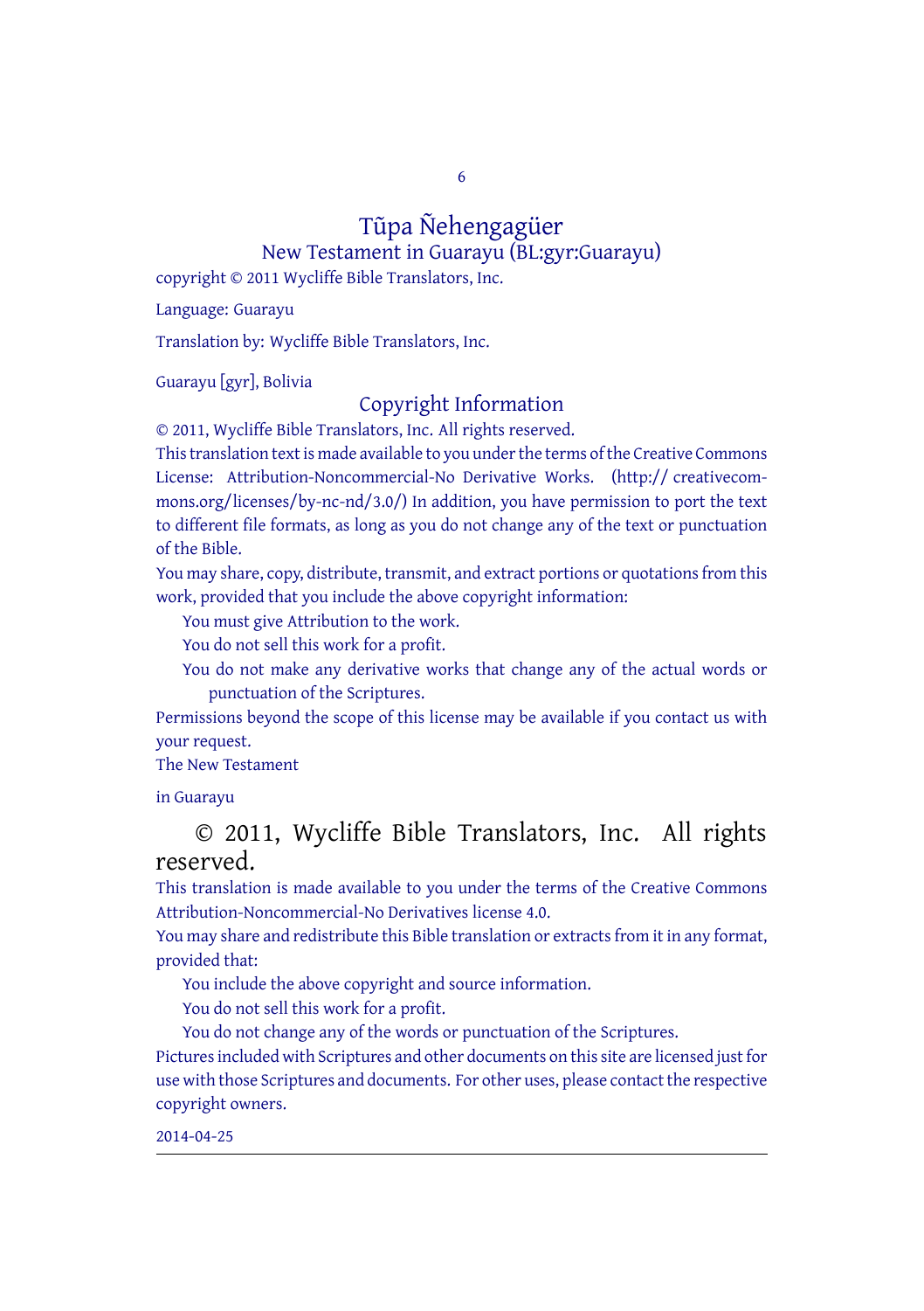# Tũpa Ñehengagüer

## New Testament in Guarayu (BL:gyr:Guarayu)

copyright © 2011 Wycliffe Bible Translators, Inc.

Language: Guarayu

Translation by: Wycliffe Bible Translators, Inc.

Guarayu [gyr], Bolivia

## Copyright Information

© 2011, Wycliffe Bible Translators, Inc. All rights reserved.

This translation text is made available to you under the terms of the Creative Commons License: Attribution-Noncommercial-No Derivative Works. (http:// creativecommons.org/licenses/by-nc-nd/3.0/) In addition, you have permission to port the text to different file formats, as long as you do not change any of the text or punctuation of the Bible.

You may share, copy, distribute, transmit, and extract portions or quotations from this work, provided that you include the above copyright information:

- You must give Attribution to the work.
- You do not sell this work for a profit.
- You do not make any derivative works that change any of the actual words or punctuation of the Scriptures.

Permissions beyond the scope of this license may be available if you contact us with your request.

The New Testament

in Guarayu

© 2011, Wycliffe Bible Translators, Inc. All rights reserved.

This translation is made available to you under the terms of the Creative Commons Attribution-Noncommercial-No Derivatives license 4.0.

You may share and redistribute this Bible translation or extracts from it in any format, provided that:

- You include the above copyright and source information.
- You do not sell this work for a profit.
- You do not change any of the words or punctuation of the Scriptures.

Pictures included with Scriptures and other documents on this site are licensed just for use with those Scriptures and documents. For other uses, please contact the respective copyright owners.

2014-04-25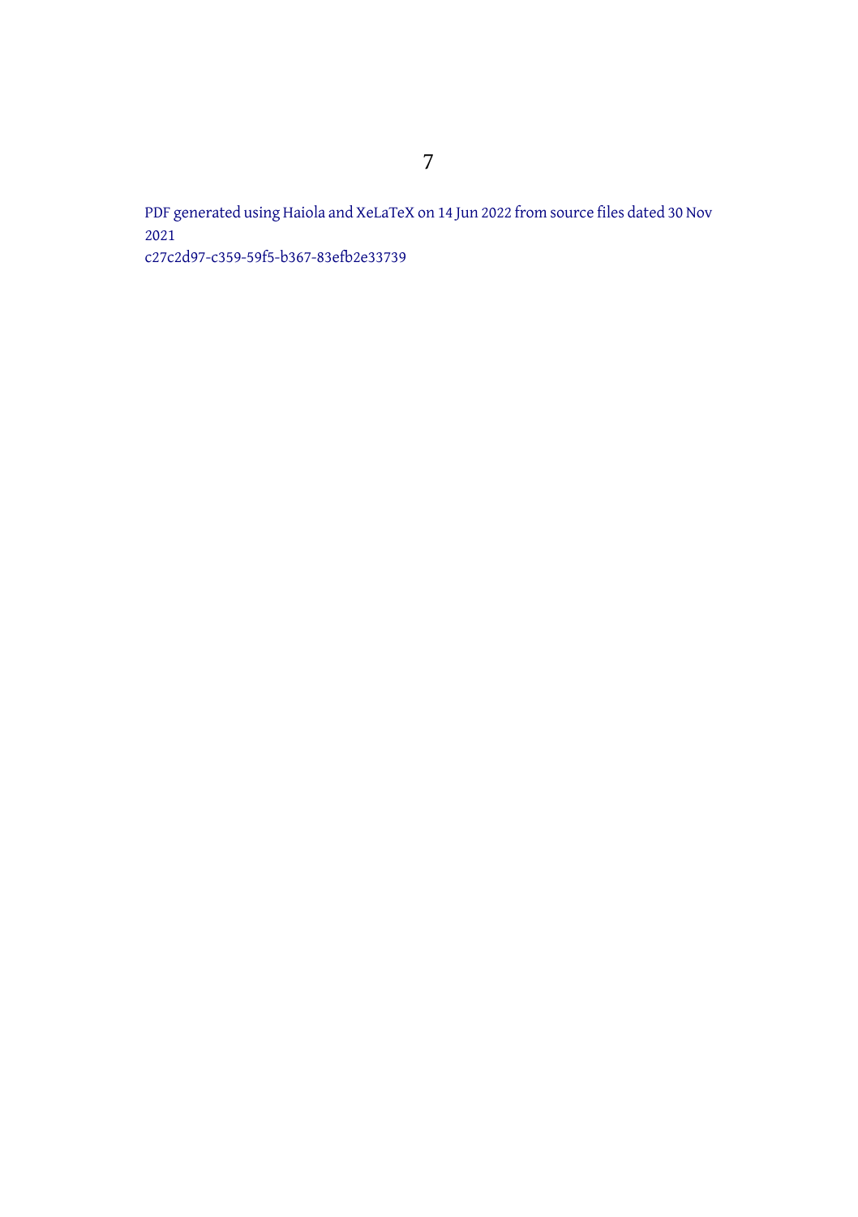PDF generated using Haiola and XeLaTeX on 14 Jun 2022 from source files dated 30 Nov 2021
c27c2d97-c359-59f5-b367-83efb2e33739